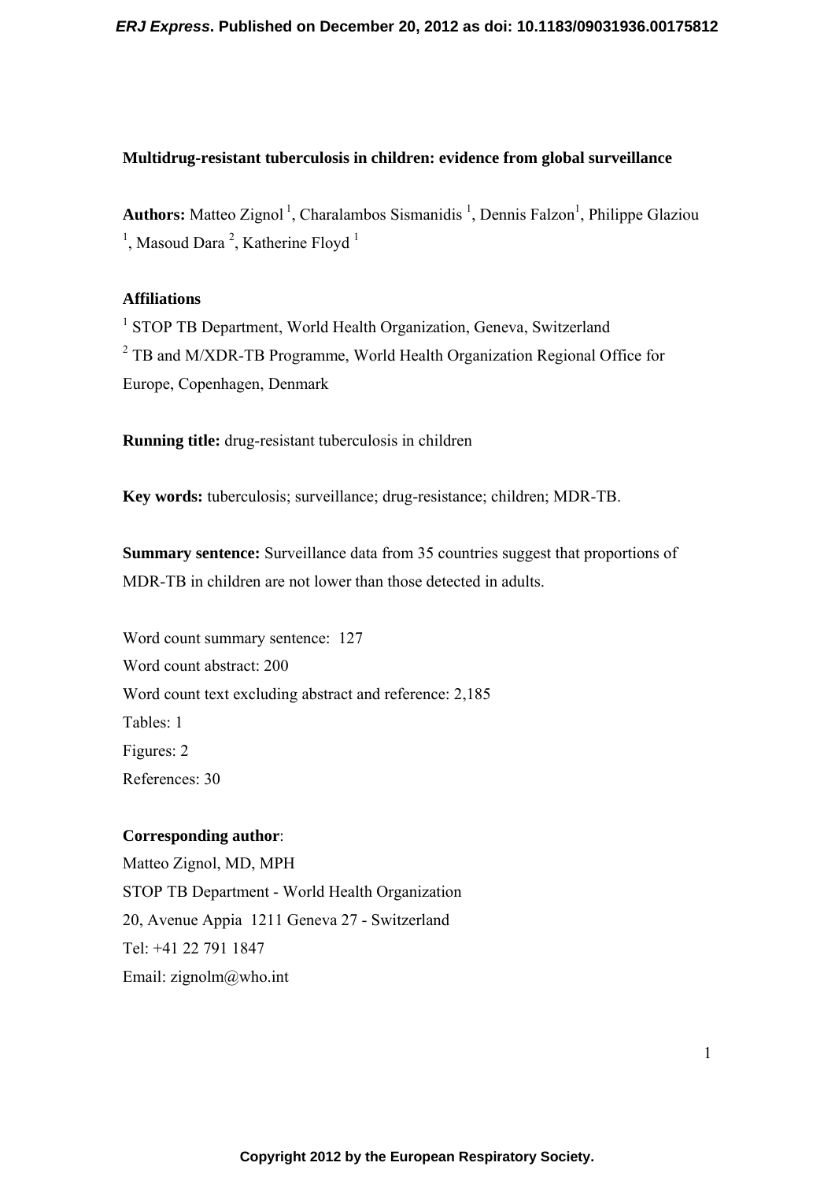# Multidrug-resistant tuberculosis in children: evidence from global surveillance

**Authors:** Matteo Zignol [1], Charalambos Sismanidis [1], Dennis Falzon[1], Philippe Glaziou [1], Masoud Dara [2], Katherine Floyd [1]

**Affiliations**

[1] STOP TB Department, World Health Organization, Geneva, Switzerland

[2] TB and M/XDR-TB Programme, World Health Organization Regional Office for Europe, Copenhagen, Denmark

**Running title:** drug-resistant tuberculosis in children

**Key words:** tuberculosis; surveillance; drug-resistance; children; MDR-TB.

**Summary sentence:** Surveillance data from 35 countries suggest that proportions of MDR-TB in children are not lower than those detected in adults.

Word count summary sentence: 127

Word count abstract: 200

Word count text excluding abstract and reference: 2,185

Tables: 1

Figures: 2

References: 30

**Corresponding author**:

Matteo Zignol, MD, MPH

STOP TB Department - World Health Organization

20, Avenue Appia 1211 Geneva 27 - Switzerland

Tel: +41 22 791 1847

Email: zignolm@who.int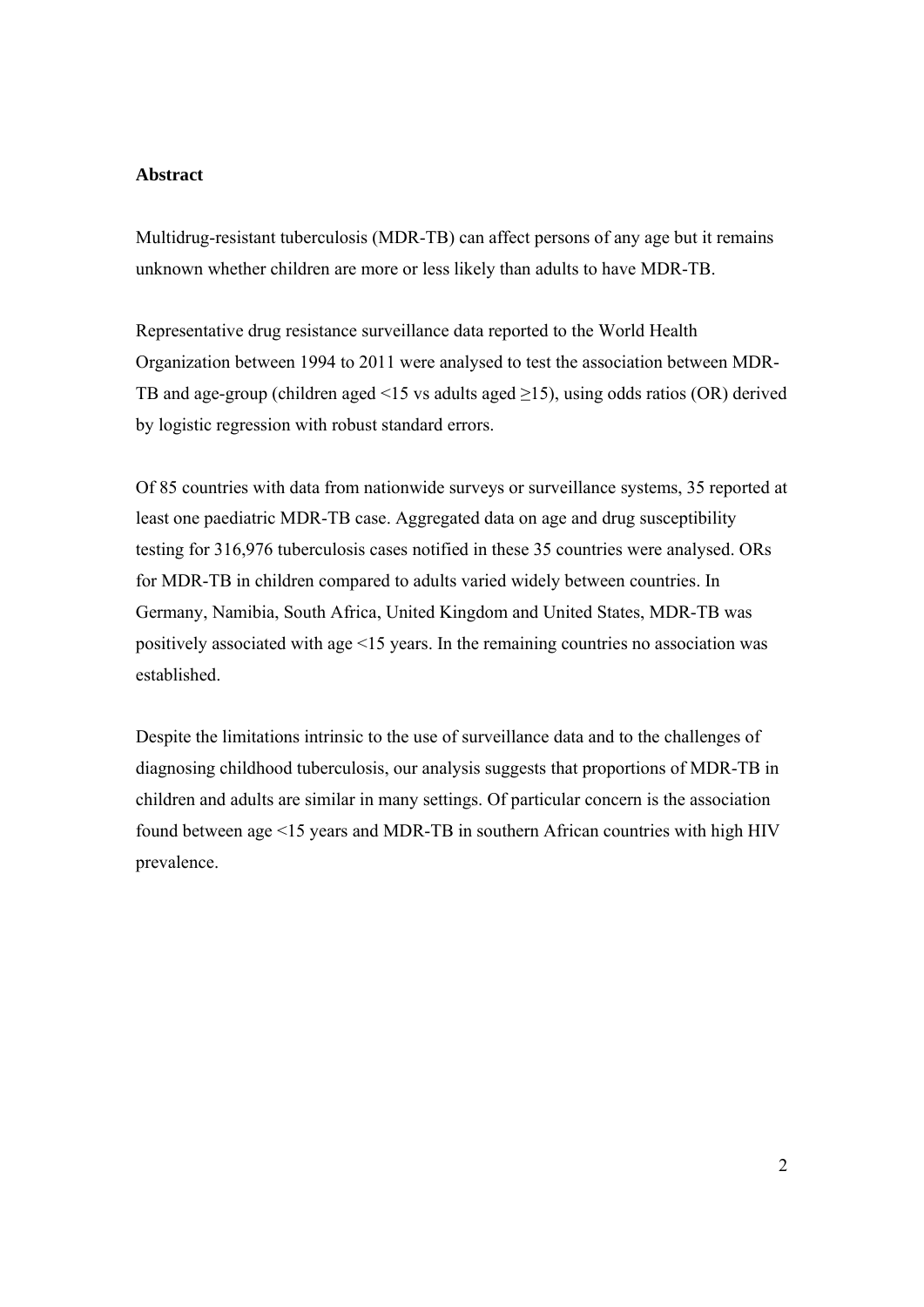## Abstract

Multidrug-resistant tuberculosis (MDR-TB) can affect persons of any age but it remains unknown whether children are more or less likely than adults to have MDR-TB.

Representative drug resistance surveillance data reported to the World Health Organization between 1994 to 2011 were analysed to test the association between MDR-TB and age-group (children aged $<15$ vs adults aged $\geq 15$), using odds ratios (OR) derived by logistic regression with robust standard errors.

Of 85 countries with data from nationwide surveys or surveillance systems, 35 reported at least one paediatric MDR-TB case. Aggregated data on age and drug susceptibility testing for 316,976 tuberculosis cases notified in these 35 countries were analysed. ORs for MDR-TB in children compared to adults varied widely between countries. In Germany, Namibia, South Africa, United Kingdom and United States, MDR-TB was positively associated with age $<15$ years. In the remaining countries no association was established.

Despite the limitations intrinsic to the use of surveillance data and to the challenges of diagnosing childhood tuberculosis, our analysis suggests that proportions of MDR-TB in children and adults are similar in many settings. Of particular concern is the association found between age $<15$ years and MDR-TB in southern African countries with high HIV prevalence.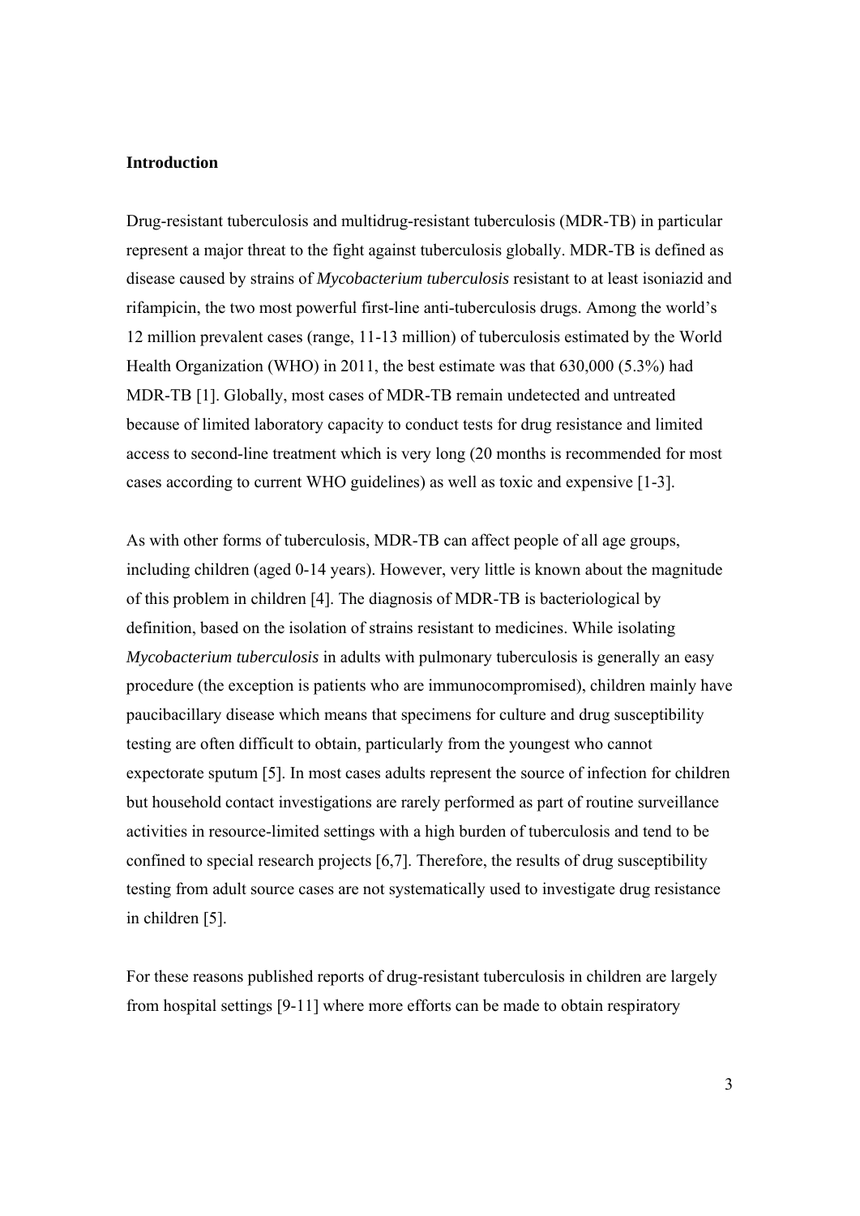## Introduction

Drug-resistant tuberculosis and multidrug-resistant tuberculosis (MDR-TB) in particular represent a major threat to the fight against tuberculosis globally. MDR-TB is defined as disease caused by strains of *Mycobacterium tuberculosis* resistant to at least isoniazid and rifampicin, the two most powerful first-line anti-tuberculosis drugs. Among the world's 12 million prevalent cases (range, 11-13 million) of tuberculosis estimated by the World Health Organization (WHO) in 2011, the best estimate was that 630,000 (5.3%) had MDR-TB [1]. Globally, most cases of MDR-TB remain undetected and untreated because of limited laboratory capacity to conduct tests for drug resistance and limited access to second-line treatment which is very long (20 months is recommended for most cases according to current WHO guidelines) as well as toxic and expensive [1-3].

As with other forms of tuberculosis, MDR-TB can affect people of all age groups, including children (aged 0-14 years). However, very little is known about the magnitude of this problem in children [4]. The diagnosis of MDR-TB is bacteriological by definition, based on the isolation of strains resistant to medicines. While isolating *Mycobacterium tuberculosis* in adults with pulmonary tuberculosis is generally an easy procedure (the exception is patients who are immunocompromised), children mainly have paucibacillary disease which means that specimens for culture and drug susceptibility testing are often difficult to obtain, particularly from the youngest who cannot expectorate sputum [5]. In most cases adults represent the source of infection for children but household contact investigations are rarely performed as part of routine surveillance activities in resource-limited settings with a high burden of tuberculosis and tend to be confined to special research projects [6,7]. Therefore, the results of drug susceptibility testing from adult source cases are not systematically used to investigate drug resistance in children [5].

For these reasons published reports of drug-resistant tuberculosis in children are largely from hospital settings [9-11] where more efforts can be made to obtain respiratory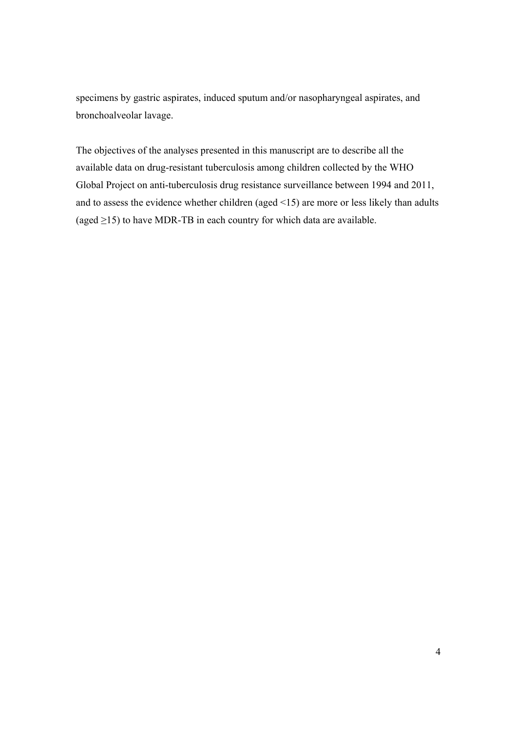specimens by gastric aspirates, induced sputum and/or nasopharyngeal aspirates, and bronchoalveolar lavage.

The objectives of the analyses presented in this manuscript are to describe all the available data on drug-resistant tuberculosis among children collected by the WHO Global Project on anti-tuberculosis drug resistance surveillance between 1994 and 2011, and to assess the evidence whether children (aged <15) are more or less likely than adults (aged ≥15) to have MDR-TB in each country for which data are available.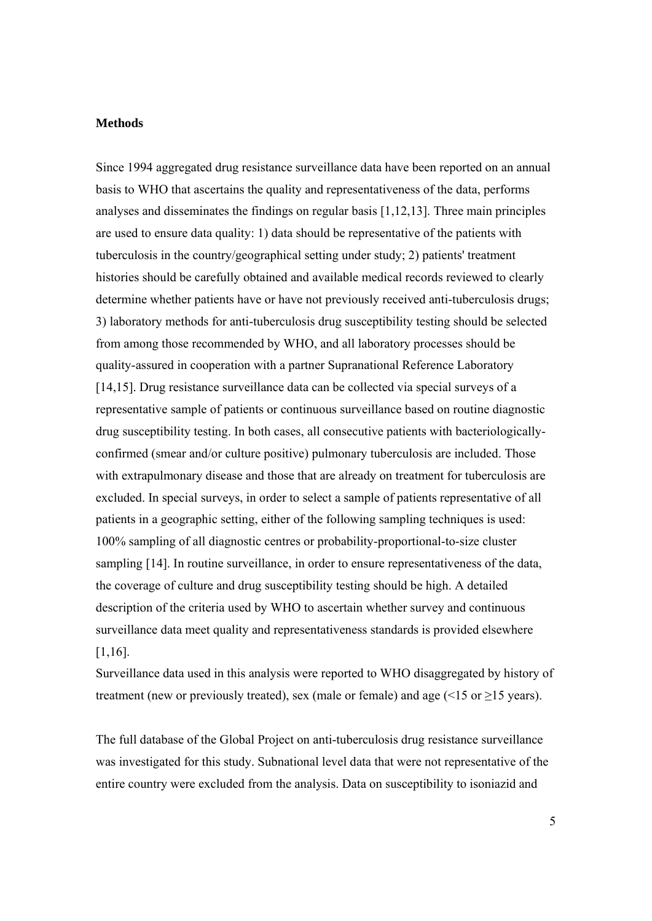## Methods

Since 1994 aggregated drug resistance surveillance data have been reported on an annual basis to WHO that ascertains the quality and representativeness of the data, performs analyses and disseminates the findings on regular basis [1,12,13]. Three main principles are used to ensure data quality: 1) data should be representative of the patients with tuberculosis in the country/geographical setting under study; 2) patients' treatment histories should be carefully obtained and available medical records reviewed to clearly determine whether patients have or have not previously received anti-tuberculosis drugs; 3) laboratory methods for anti-tuberculosis drug susceptibility testing should be selected from among those recommended by WHO, and all laboratory processes should be quality-assured in cooperation with a partner Supranational Reference Laboratory [14,15]. Drug resistance surveillance data can be collected via special surveys of a representative sample of patients or continuous surveillance based on routine diagnostic drug susceptibility testing. In both cases, all consecutive patients with bacteriologically-confirmed (smear and/or culture positive) pulmonary tuberculosis are included. Those with extrapulmonary disease and those that are already on treatment for tuberculosis are excluded. In special surveys, in order to select a sample of patients representative of all patients in a geographic setting, either of the following sampling techniques is used: 100% sampling of all diagnostic centres or probability-proportional-to-size cluster sampling [14]. In routine surveillance, in order to ensure representativeness of the data, the coverage of culture and drug susceptibility testing should be high. A detailed description of the criteria used by WHO to ascertain whether survey and continuous surveillance data meet quality and representativeness standards is provided elsewhere [1,16].

Surveillance data used in this analysis were reported to WHO disaggregated by history of treatment (new or previously treated), sex (male or female) and age (<15 or ≥15 years).

The full database of the Global Project on anti-tuberculosis drug resistance surveillance was investigated for this study. Subnational level data that were not representative of the entire country were excluded from the analysis. Data on susceptibility to isoniazid and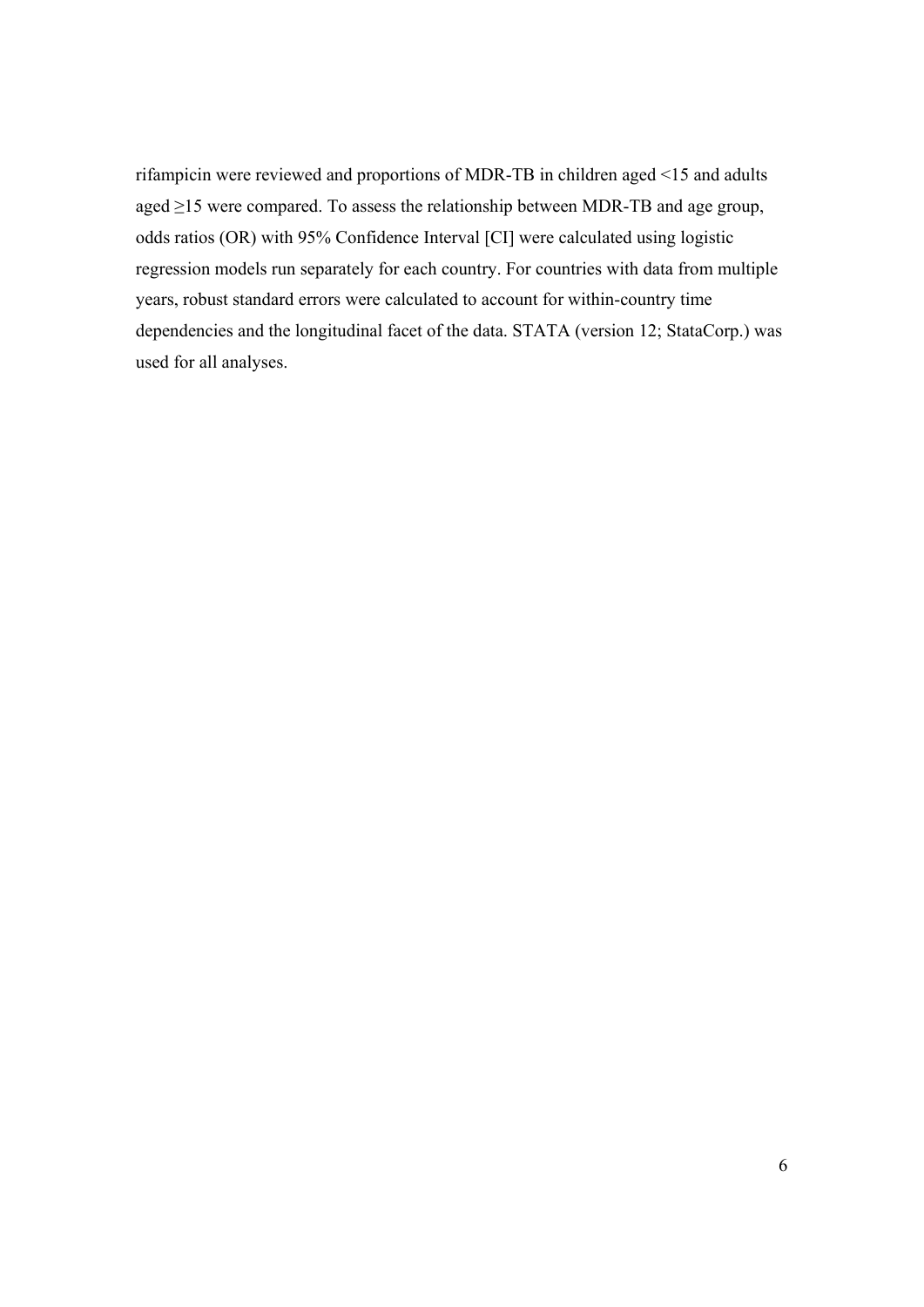rifampicin were reviewed and proportions of MDR-TB in children aged <15 and adults aged ≥15 were compared. To assess the relationship between MDR-TB and age group, odds ratios (OR) with 95% Confidence Interval [CI] were calculated using logistic regression models run separately for each country. For countries with data from multiple years, robust standard errors were calculated to account for within-country time dependencies and the longitudinal facet of the data. STATA (version 12; StataCorp.) was used for all analyses.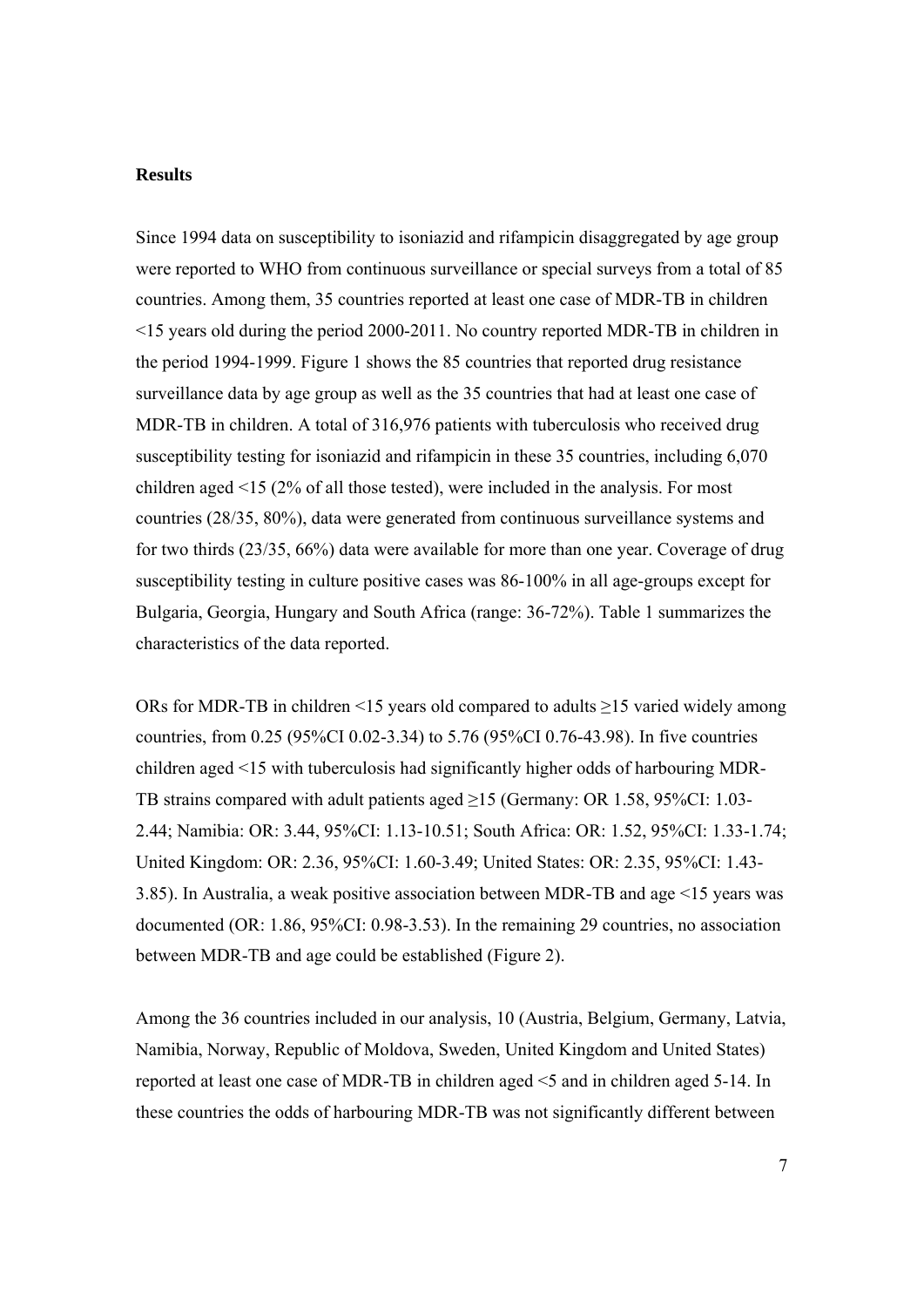**Results**

Since 1994 data on susceptibility to isoniazid and rifampicin disaggregated by age group were reported to WHO from continuous surveillance or special surveys from a total of 85 countries. Among them, 35 countries reported at least one case of MDR-TB in children <15 years old during the period 2000-2011. No country reported MDR-TB in children in the period 1994-1999. Figure 1 shows the 85 countries that reported drug resistance surveillance data by age group as well as the 35 countries that had at least one case of MDR-TB in children. A total of 316,976 patients with tuberculosis who received drug susceptibility testing for isoniazid and rifampicin in these 35 countries, including 6,070 children aged <15 (2% of all those tested), were included in the analysis. For most countries (28/35, 80%), data were generated from continuous surveillance systems and for two thirds (23/35, 66%) data were available for more than one year. Coverage of drug susceptibility testing in culture positive cases was 86-100% in all age-groups except for Bulgaria, Georgia, Hungary and South Africa (range: 36-72%). Table 1 summarizes the characteristics of the data reported.

ORs for MDR-TB in children <15 years old compared to adults ≥15 varied widely among countries, from 0.25 (95%CI 0.02-3.34) to 5.76 (95%CI 0.76-43.98). In five countries children aged <15 with tuberculosis had significantly higher odds of harbouring MDR-TB strains compared with adult patients aged ≥15 (Germany: OR 1.58, 95%CI: 1.03-2.44; Namibia: OR: 3.44, 95%CI: 1.13-10.51; South Africa: OR: 1.52, 95%CI: 1.33-1.74; United Kingdom: OR: 2.36, 95%CI: 1.60-3.49; United States: OR: 2.35, 95%CI: 1.43-3.85). In Australia, a weak positive association between MDR-TB and age <15 years was documented (OR: 1.86, 95%CI: 0.98-3.53). In the remaining 29 countries, no association between MDR-TB and age could be established (Figure 2).

Among the 36 countries included in our analysis, 10 (Austria, Belgium, Germany, Latvia, Namibia, Norway, Republic of Moldova, Sweden, United Kingdom and United States) reported at least one case of MDR-TB in children aged <5 and in children aged 5-14. In these countries the odds of harbouring MDR-TB was not significantly different between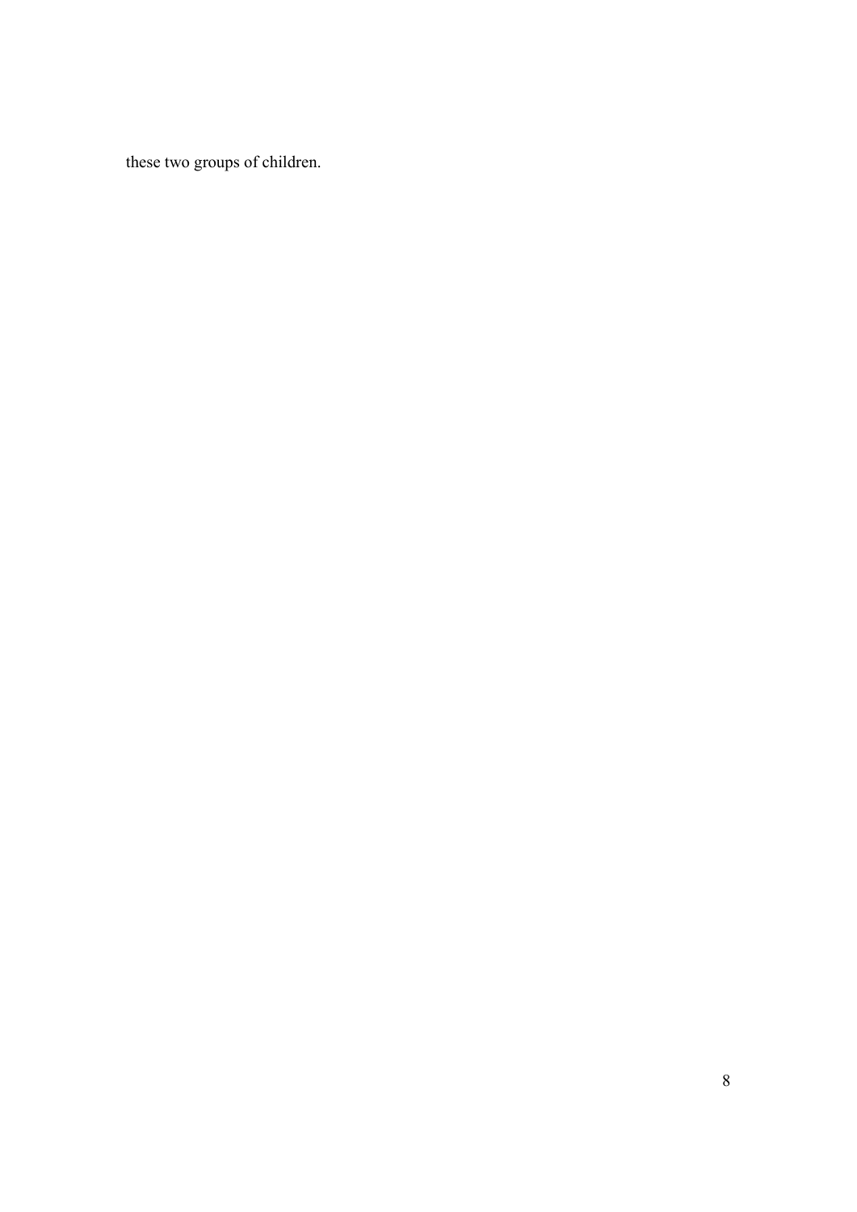these two groups of children.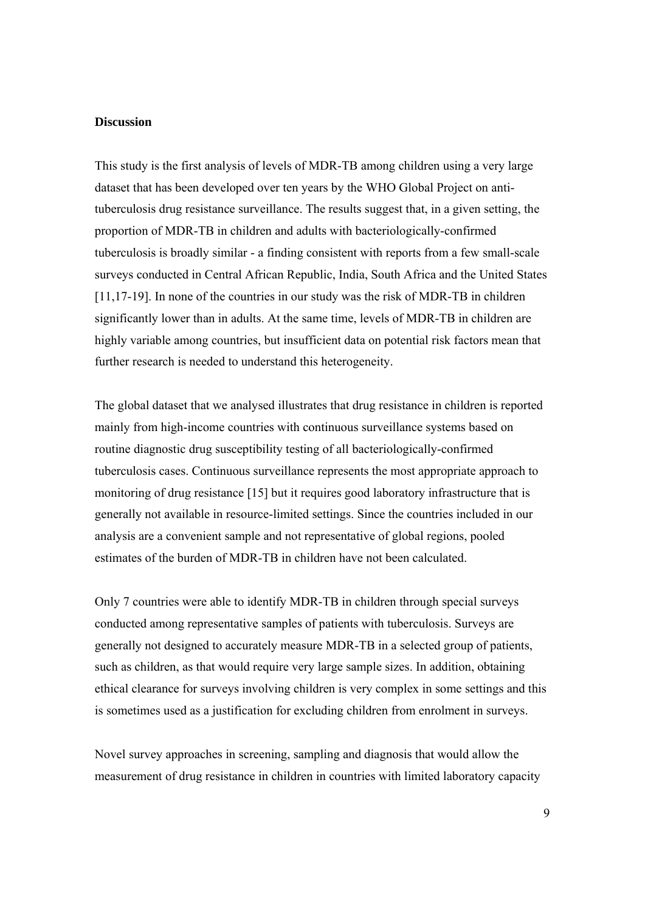## Discussion

This study is the first analysis of levels of MDR-TB among children using a very large dataset that has been developed over ten years by the WHO Global Project on anti-tuberculosis drug resistance surveillance. The results suggest that, in a given setting, the proportion of MDR-TB in children and adults with bacteriologically-confirmed tuberculosis is broadly similar - a finding consistent with reports from a few small-scale surveys conducted in Central African Republic, India, South Africa and the United States [11,17-19]. In none of the countries in our study was the risk of MDR-TB in children significantly lower than in adults. At the same time, levels of MDR-TB in children are highly variable among countries, but insufficient data on potential risk factors mean that further research is needed to understand this heterogeneity.

The global dataset that we analysed illustrates that drug resistance in children is reported mainly from high-income countries with continuous surveillance systems based on routine diagnostic drug susceptibility testing of all bacteriologically-confirmed tuberculosis cases. Continuous surveillance represents the most appropriate approach to monitoring of drug resistance [15] but it requires good laboratory infrastructure that is generally not available in resource-limited settings. Since the countries included in our analysis are a convenient sample and not representative of global regions, pooled estimates of the burden of MDR-TB in children have not been calculated.

Only 7 countries were able to identify MDR-TB in children through special surveys conducted among representative samples of patients with tuberculosis. Surveys are generally not designed to accurately measure MDR-TB in a selected group of patients, such as children, as that would require very large sample sizes. In addition, obtaining ethical clearance for surveys involving children is very complex in some settings and this is sometimes used as a justification for excluding children from enrolment in surveys.

Novel survey approaches in screening, sampling and diagnosis that would allow the measurement of drug resistance in children in countries with limited laboratory capacity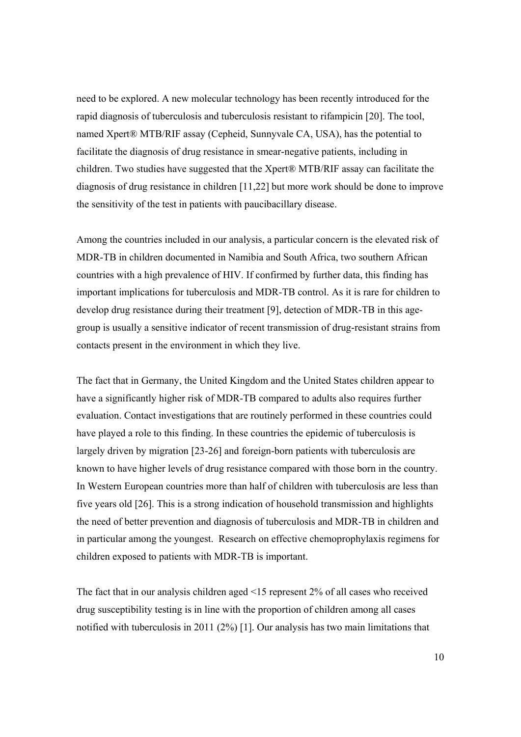need to be explored. A new molecular technology has been recently introduced for the rapid diagnosis of tuberculosis and tuberculosis resistant to rifampicin [20]. The tool, named Xpert® MTB/RIF assay (Cepheid, Sunnyvale CA, USA), has the potential to facilitate the diagnosis of drug resistance in smear-negative patients, including in children. Two studies have suggested that the Xpert® MTB/RIF assay can facilitate the diagnosis of drug resistance in children [11,22] but more work should be done to improve the sensitivity of the test in patients with paucibacillary disease.

Among the countries included in our analysis, a particular concern is the elevated risk of MDR-TB in children documented in Namibia and South Africa, two southern African countries with a high prevalence of HIV. If confirmed by further data, this finding has important implications for tuberculosis and MDR-TB control. As it is rare for children to develop drug resistance during their treatment [9], detection of MDR-TB in this age-group is usually a sensitive indicator of recent transmission of drug-resistant strains from contacts present in the environment in which they live.

The fact that in Germany, the United Kingdom and the United States children appear to have a significantly higher risk of MDR-TB compared to adults also requires further evaluation. Contact investigations that are routinely performed in these countries could have played a role to this finding. In these countries the epidemic of tuberculosis is largely driven by migration [23-26] and foreign-born patients with tuberculosis are known to have higher levels of drug resistance compared with those born in the country. In Western European countries more than half of children with tuberculosis are less than five years old [26]. This is a strong indication of household transmission and highlights the need of better prevention and diagnosis of tuberculosis and MDR-TB in children and in particular among the youngest. Research on effective chemoprophylaxis regimens for children exposed to patients with MDR-TB is important.

The fact that in our analysis children aged <15 represent 2% of all cases who received drug susceptibility testing is in line with the proportion of children among all cases notified with tuberculosis in 2011 (2%) [1]. Our analysis has two main limitations that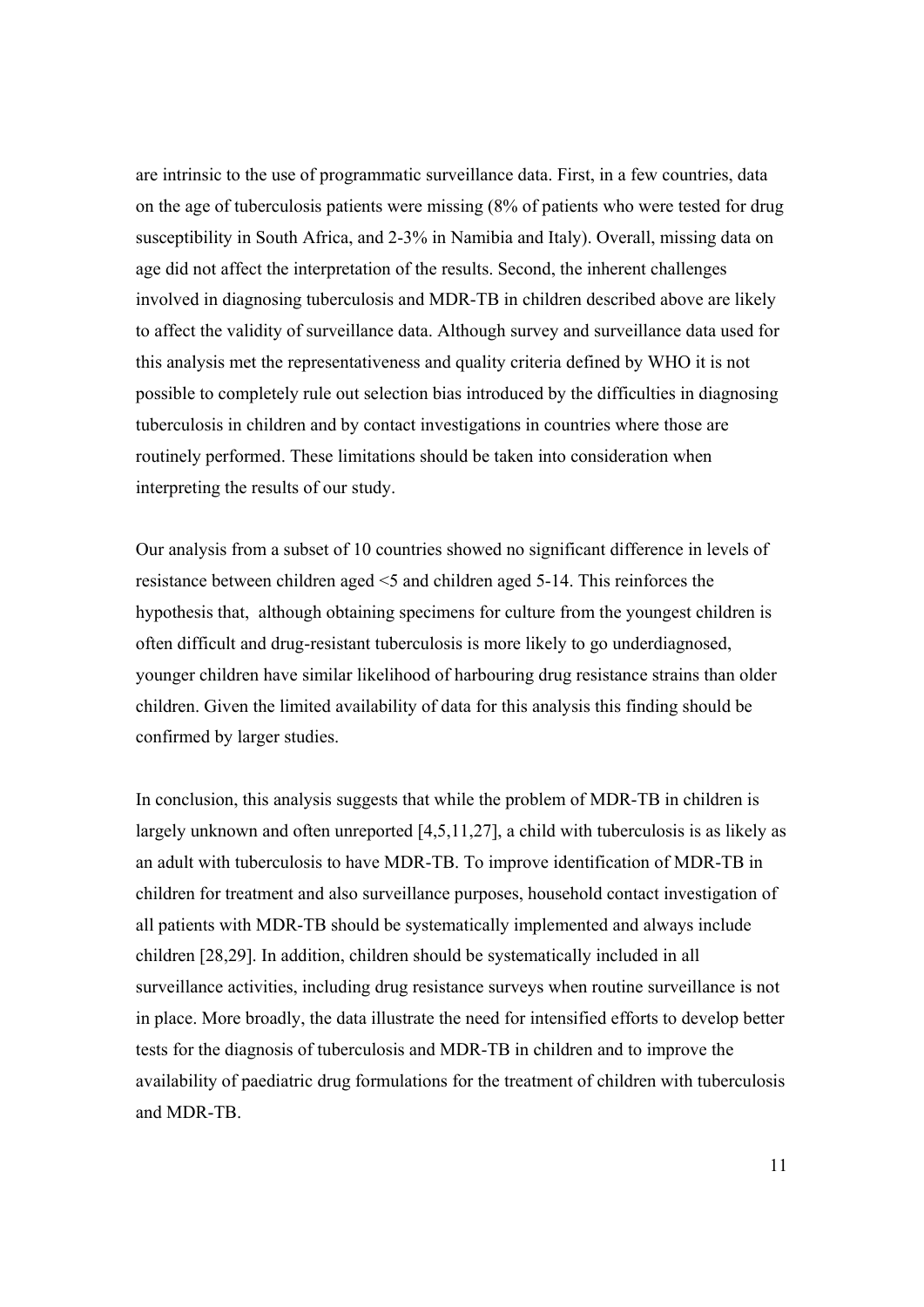are intrinsic to the use of programmatic surveillance data. First, in a few countries, data on the age of tuberculosis patients were missing (8% of patients who were tested for drug susceptibility in South Africa, and 2-3% in Namibia and Italy). Overall, missing data on age did not affect the interpretation of the results. Second, the inherent challenges involved in diagnosing tuberculosis and MDR-TB in children described above are likely to affect the validity of surveillance data. Although survey and surveillance data used for this analysis met the representativeness and quality criteria defined by WHO it is not possible to completely rule out selection bias introduced by the difficulties in diagnosing tuberculosis in children and by contact investigations in countries where those are routinely performed. These limitations should be taken into consideration when interpreting the results of our study.

Our analysis from a subset of 10 countries showed no significant difference in levels of resistance between children aged <5 and children aged 5-14. This reinforces the hypothesis that, although obtaining specimens for culture from the youngest children is often difficult and drug-resistant tuberculosis is more likely to go underdiagnosed, younger children have similar likelihood of harbouring drug resistance strains than older children. Given the limited availability of data for this analysis this finding should be confirmed by larger studies.

In conclusion, this analysis suggests that while the problem of MDR-TB in children is largely unknown and often unreported [4,5,11,27], a child with tuberculosis is as likely as an adult with tuberculosis to have MDR-TB. To improve identification of MDR-TB in children for treatment and also surveillance purposes, household contact investigation of all patients with MDR-TB should be systematically implemented and always include children [28,29]. In addition, children should be systematically included in all surveillance activities, including drug resistance surveys when routine surveillance is not in place. More broadly, the data illustrate the need for intensified efforts to develop better tests for the diagnosis of tuberculosis and MDR-TB in children and to improve the availability of paediatric drug formulations for the treatment of children with tuberculosis and MDR-TB.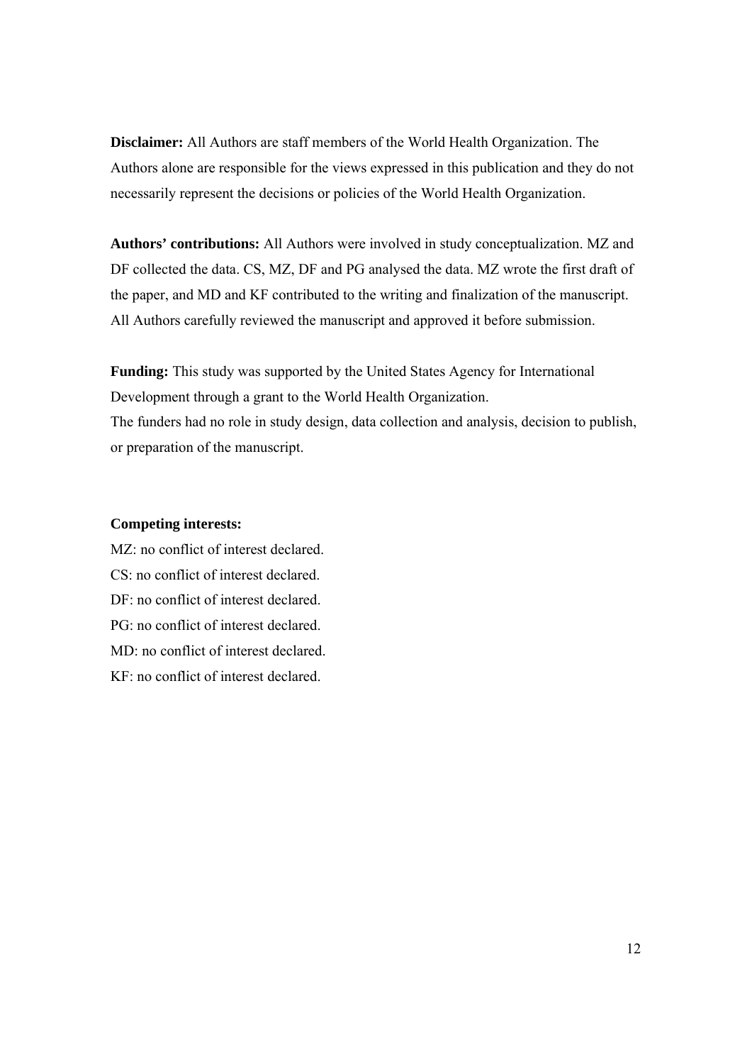**Disclaimer:** All Authors are staff members of the World Health Organization. The Authors alone are responsible for the views expressed in this publication and they do not necessarily represent the decisions or policies of the World Health Organization.

**Authors' contributions:** All Authors were involved in study conceptualization. MZ and DF collected the data. CS, MZ, DF and PG analysed the data. MZ wrote the first draft of the paper, and MD and KF contributed to the writing and finalization of the manuscript. All Authors carefully reviewed the manuscript and approved it before submission.

**Funding:** This study was supported by the United States Agency for International Development through a grant to the World Health Organization.
The funders had no role in study design, data collection and analysis, decision to publish, or preparation of the manuscript.

**Competing interests:**

MZ: no conflict of interest declared.
CS: no conflict of interest declared.
DF: no conflict of interest declared.
PG: no conflict of interest declared.
MD: no conflict of interest declared.
KF: no conflict of interest declared.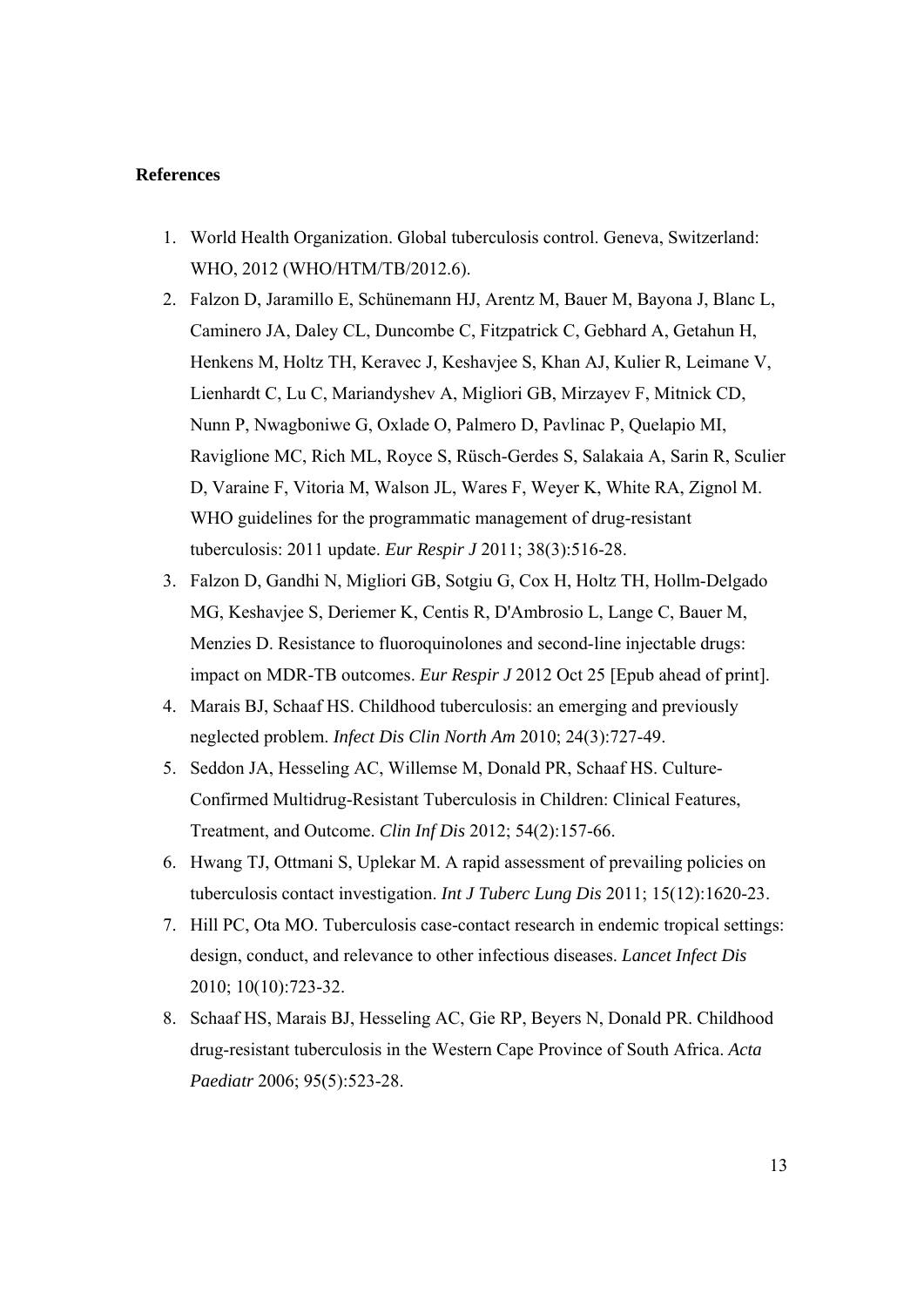**References**

1. World Health Organization. Global tuberculosis control. Geneva, Switzerland: WHO, 2012 (WHO/HTM/TB/2012.6).
2. Falzon D, Jaramillo E, Schünemann HJ, Arentz M, Bauer M, Bayona J, Blanc L, Caminero JA, Daley CL, Duncombe C, Fitzpatrick C, Gebhard A, Getahun H, Henkens M, Holtz TH, Keravec J, Keshavjee S, Khan AJ, Kulier R, Leimane V, Lienhardt C, Lu C, Mariandyshev A, Migliori GB, Mirzayev F, Mitnick CD, Nunn P, Nwagboniwe G, Oxlade O, Palmero D, Pavlinac P, Quelapio MI, Raviglione MC, Rich ML, Royce S, Rüsch-Gerdes S, Salakaia A, Sarin R, Sculier D, Varaine F, Vitoria M, Walson JL, Wares F, Weyer K, White RA, Zignol M. WHO guidelines for the programmatic management of drug-resistant tuberculosis: 2011 update. *Eur Respir J* 2011; 38(3):516-28.
3. Falzon D, Gandhi N, Migliori GB, Sotgiu G, Cox H, Holtz TH, Hollm-Delgado MG, Keshavjee S, Deriemer K, Centis R, D'Ambrosio L, Lange C, Bauer M, Menzies D. Resistance to fluoroquinolones and second-line injectable drugs: impact on MDR-TB outcomes. *Eur Respir J* 2012 Oct 25 [Epub ahead of print].
4. Marais BJ, Schaaf HS. Childhood tuberculosis: an emerging and previously neglected problem. *Infect Dis Clin North Am* 2010; 24(3):727-49.
5. Seddon JA, Hesseling AC, Willemse M, Donald PR, Schaaf HS. Culture-Confirmed Multidrug-Resistant Tuberculosis in Children: Clinical Features, Treatment, and Outcome. *Clin Inf Dis* 2012; 54(2):157-66.
6. Hwang TJ, Ottmani S, Uplekar M. A rapid assessment of prevailing policies on tuberculosis contact investigation. *Int J Tuberc Lung Dis* 2011; 15(12):1620-23.
7. Hill PC, Ota MO. Tuberculosis case-contact research in endemic tropical settings: design, conduct, and relevance to other infectious diseases. *Lancet Infect Dis* 2010; 10(10):723-32.
8. Schaaf HS, Marais BJ, Hesseling AC, Gie RP, Beyers N, Donald PR. Childhood drug-resistant tuberculosis in the Western Cape Province of South Africa. *Acta Paediatr* 2006; 95(5):523-28.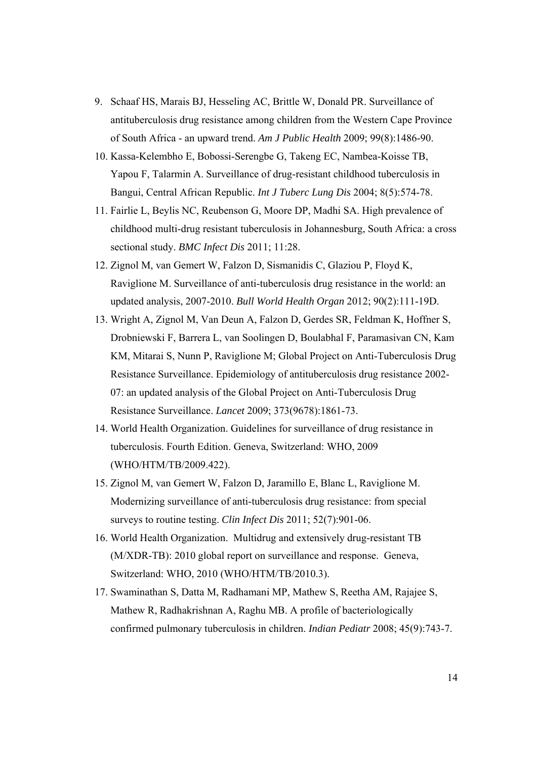9. Schaaf HS, Marais BJ, Hesseling AC, Brittle W, Donald PR. Surveillance of antituberculosis drug resistance among children from the Western Cape Province of South Africa - an upward trend. *Am J Public Health* 2009; 99(8):1486-90.
10. Kassa-Kelembho E, Bobossi-Serengbe G, Takeng EC, Nambea-Koisse TB, Yapou F, Talarmin A. Surveillance of drug-resistant childhood tuberculosis in Bangui, Central African Republic. *Int J Tuberc Lung Dis* 2004; 8(5):574-78.
11. Fairlie L, Beylis NC, Reubenson G, Moore DP, Madhi SA. High prevalence of childhood multi-drug resistant tuberculosis in Johannesburg, South Africa: a cross sectional study. *BMC Infect Dis* 2011; 11:28.
12. Zignol M, van Gemert W, Falzon D, Sismanidis C, Glaziou P, Floyd K, Raviglione M. Surveillance of anti-tuberculosis drug resistance in the world: an updated analysis, 2007-2010. *Bull World Health Organ* 2012; 90(2):111-19D.
13. Wright A, Zignol M, Van Deun A, Falzon D, Gerdes SR, Feldman K, Hoffner S, Drobniewski F, Barrera L, van Soolingen D, Boulabhal F, Paramasivan CN, Kam KM, Mitarai S, Nunn P, Raviglione M; Global Project on Anti-Tuberculosis Drug Resistance Surveillance. Epidemiology of antituberculosis drug resistance 2002-07: an updated analysis of the Global Project on Anti-Tuberculosis Drug Resistance Surveillance. *Lancet* 2009; 373(9678):1861-73.
14. World Health Organization. Guidelines for surveillance of drug resistance in tuberculosis. Fourth Edition. Geneva, Switzerland: WHO, 2009 (WHO/HTM/TB/2009.422).
15. Zignol M, van Gemert W, Falzon D, Jaramillo E, Blanc L, Raviglione M. Modernizing surveillance of anti-tuberculosis drug resistance: from special surveys to routine testing. *Clin Infect Dis* 2011; 52(7):901-06.
16. World Health Organization. Multidrug and extensively drug-resistant TB (M/XDR-TB): 2010 global report on surveillance and response. Geneva, Switzerland: WHO, 2010 (WHO/HTM/TB/2010.3).
17. Swaminathan S, Datta M, Radhamani MP, Mathew S, Reetha AM, Rajajee S, Mathew R, Radhakrishnan A, Raghu MB. A profile of bacteriologically confirmed pulmonary tuberculosis in children. *Indian Pediatr* 2008; 45(9):743-7.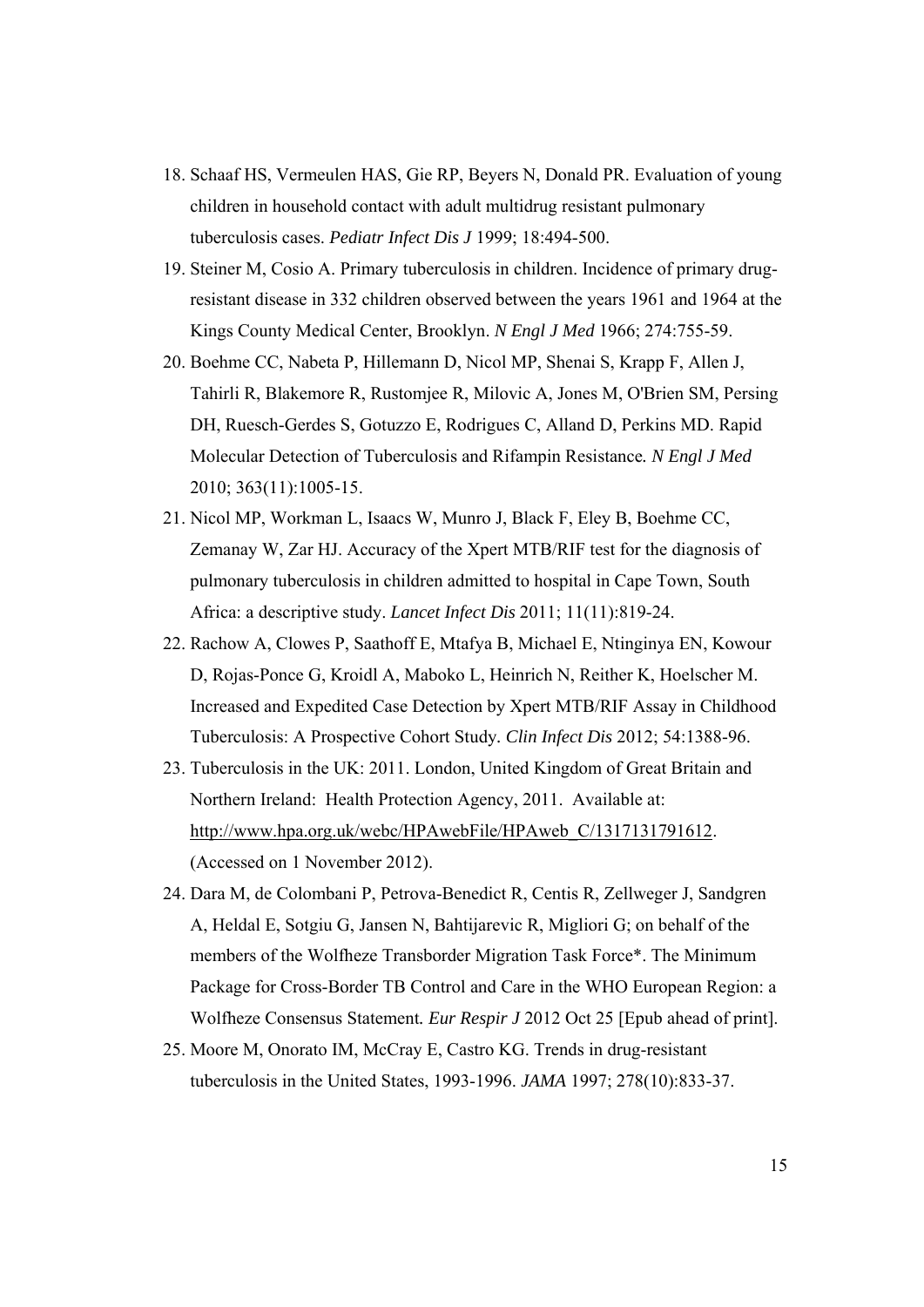18. Schaaf HS, Vermeulen HAS, Gie RP, Beyers N, Donald PR. Evaluation of young children in household contact with adult multidrug resistant pulmonary tuberculosis cases. *Pediatr Infect Dis J* 1999; 18:494-500.
19. Steiner M, Cosio A. Primary tuberculosis in children. Incidence of primary drug-resistant disease in 332 children observed between the years 1961 and 1964 at the Kings County Medical Center, Brooklyn. *N Engl J Med* 1966; 274:755-59.
20. Boehme CC, Nabeta P, Hillemann D, Nicol MP, Shenai S, Krapp F, Allen J, Tahirli R, Blakemore R, Rustomjee R, Milovic A, Jones M, O'Brien SM, Persing DH, Ruesch-Gerdes S, Gotuzzo E, Rodrigues C, Alland D, Perkins MD. Rapid Molecular Detection of Tuberculosis and Rifampin Resistance*. N Engl J Med* 2010; 363(11):1005-15.
21. Nicol MP, Workman L, Isaacs W, Munro J, Black F, Eley B, Boehme CC, Zemanay W, Zar HJ. Accuracy of the Xpert MTB/RIF test for the diagnosis of pulmonary tuberculosis in children admitted to hospital in Cape Town, South Africa: a descriptive study. *Lancet Infect Dis* 2011; 11(11):819-24.
22. Rachow A, Clowes P, Saathoff E, Mtafya B, Michael E, Ntinginya EN, Kowour D, Rojas-Ponce G, Kroidl A, Maboko L, Heinrich N, Reither K, Hoelscher M. Increased and Expedited Case Detection by Xpert MTB/RIF Assay in Childhood Tuberculosis: A Prospective Cohort Study. *Clin Infect Dis* 2012; 54:1388-96.
23. Tuberculosis in the UK: 2011. London, United Kingdom of Great Britain and Northern Ireland: Health Protection Agency, 2011. Available at: http://www.hpa.org.uk/webc/HPAwebFile/HPAweb_C/1317131791612. (Accessed on 1 November 2012).
24. Dara M, de Colombani P, Petrova-Benedict R, Centis R, Zellweger J, Sandgren A, Heldal E, Sotgiu G, Jansen N, Bahtijarevic R, Migliori G; on behalf of the members of the Wolfheze Transborder Migration Task Force*. The Minimum Package for Cross-Border TB Control and Care in the WHO European Region: a Wolfheze Consensus Statement*. Eur Respir J* 2012 Oct 25 [Epub ahead of print].
25. Moore M, Onorato IM, McCray E, Castro KG. Trends in drug-resistant tuberculosis in the United States, 1993-1996. *JAMA* 1997; 278(10):833-37.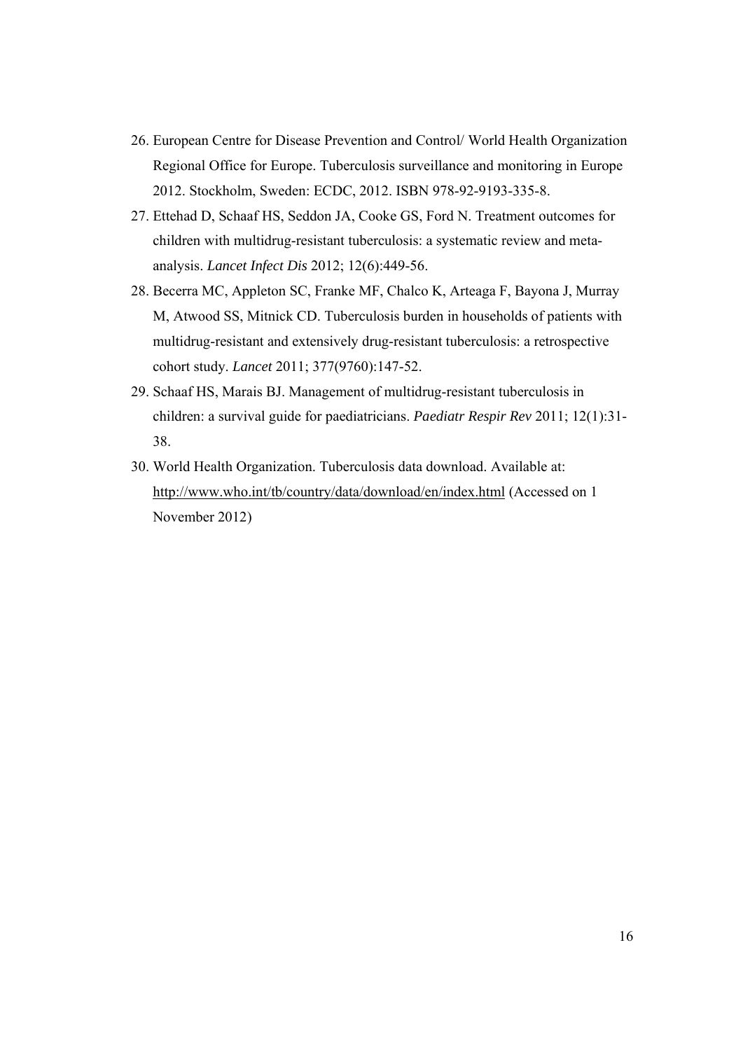26. European Centre for Disease Prevention and Control/ World Health Organization Regional Office for Europe. Tuberculosis surveillance and monitoring in Europe 2012. Stockholm, Sweden: ECDC, 2012. ISBN 978-92-9193-335-8.
27. Ettehad D, Schaaf HS, Seddon JA, Cooke GS, Ford N. Treatment outcomes for children with multidrug-resistant tuberculosis: a systematic review and meta-analysis. *Lancet Infect Dis* 2012; 12(6):449-56.
28. Becerra MC, Appleton SC, Franke MF, Chalco K, Arteaga F, Bayona J, Murray M, Atwood SS, Mitnick CD. Tuberculosis burden in households of patients with multidrug-resistant and extensively drug-resistant tuberculosis: a retrospective cohort study. *Lancet* 2011; 377(9760):147-52.
29. Schaaf HS, Marais BJ. Management of multidrug-resistant tuberculosis in children: a survival guide for paediatricians. *Paediatr Respir Rev* 2011; 12(1):31-38.
30. World Health Organization. Tuberculosis data download. Available at: http://www.who.int/tb/country/data/download/en/index.html (Accessed on 1 November 2012)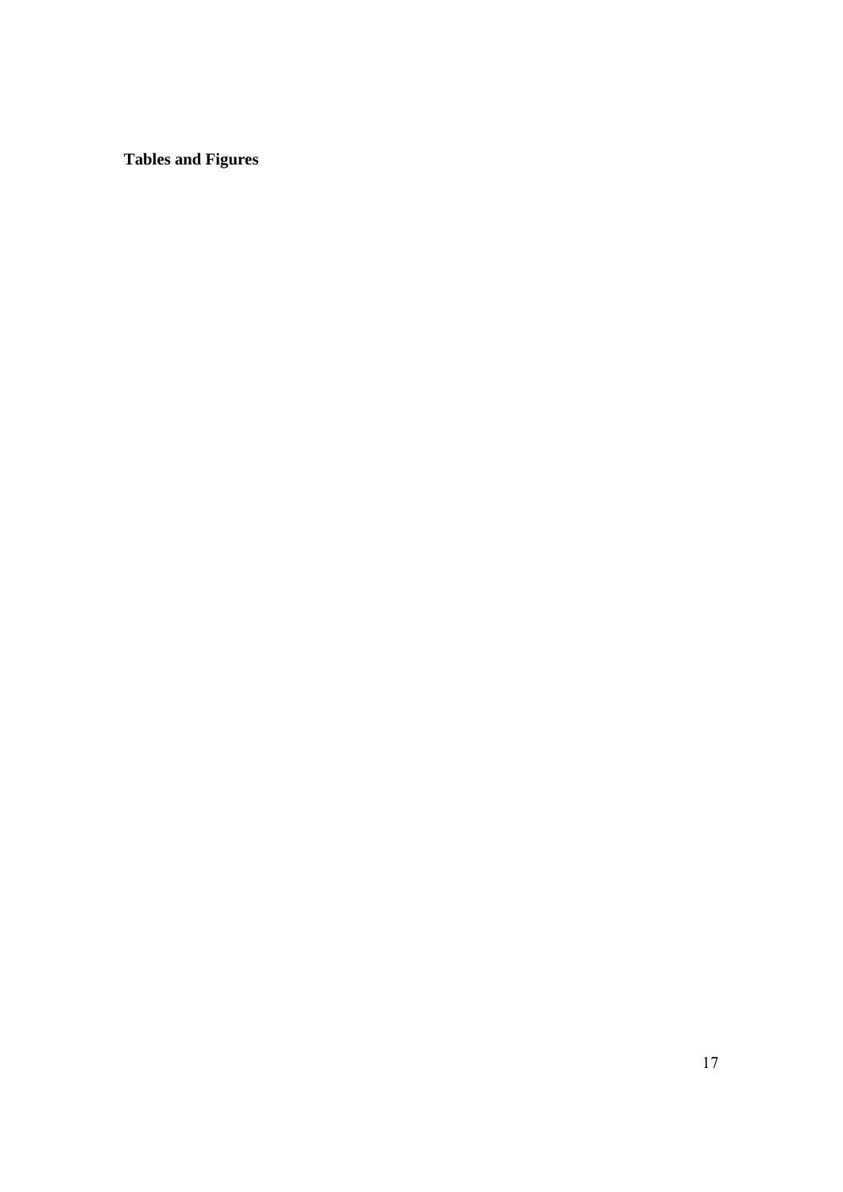**Tables and Figures**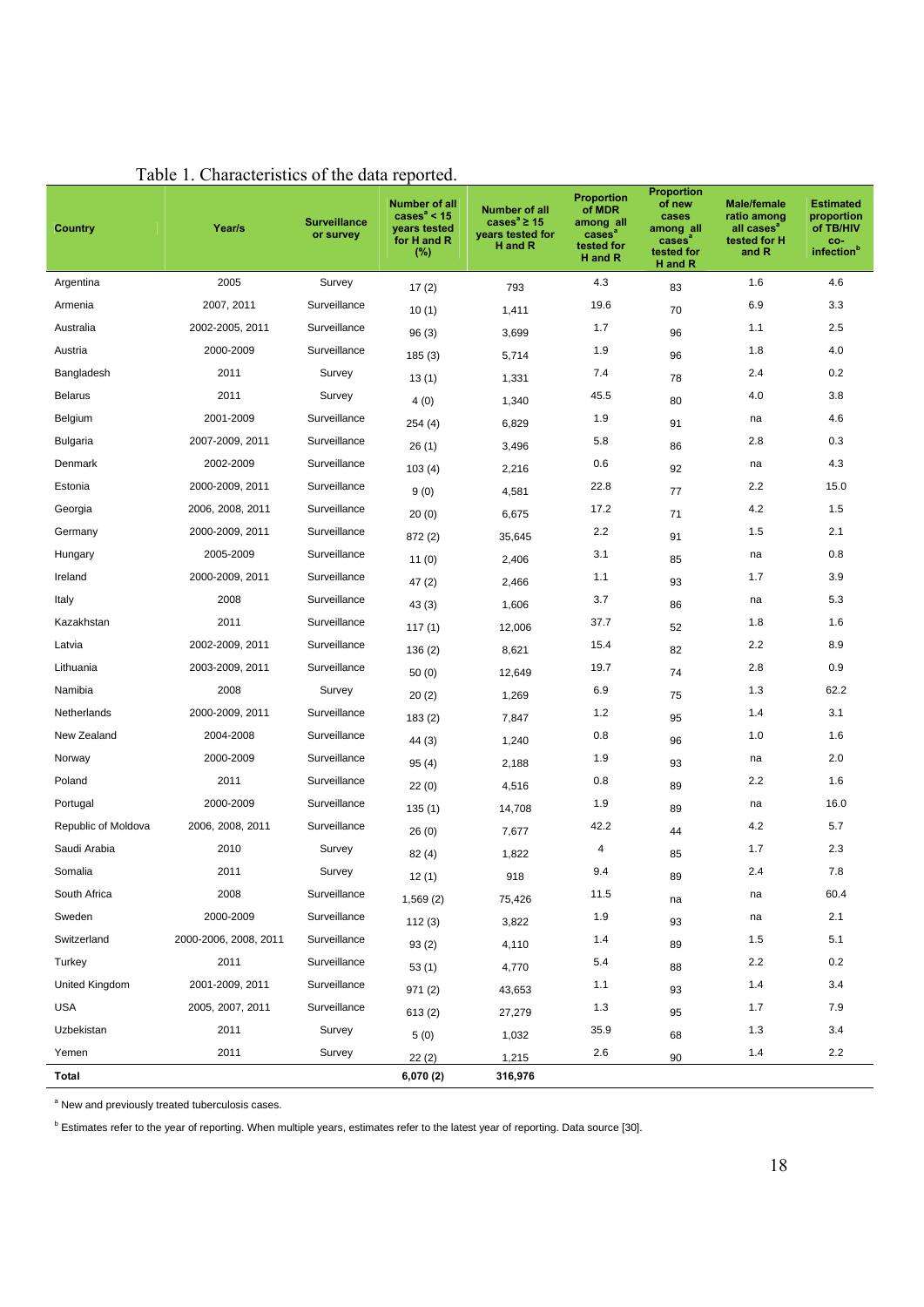Table 1. Characteristics of the data reported.

| Country | Year/s | Surveillance or survey | Number of all cases[a] < 15 years tested for H and R (%) | Number of all cases[a] ≥ 15 years tested for H and R | Proportion of MDR among all cases[a] tested for H and R | Proportion of new cases among all cases[a] tested for H and R | Male/female ratio among all cases[a] tested for H and R | Estimated proportion of TB/HIV co-infection[b] |
|---|---|---|---|---|---|---|---|---|
| Argentina | 2005 | Survey | 17 (2) | 793 | 4.3 | 83 | 1.6 | 4.6 |
| Armenia | 2007, 2011 | Surveillance | 10 (1) | 1,411 | 19.6 | 70 | 6.9 | 3.3 |
| Australia | 2002-2005, 2011 | Surveillance | 96 (3) | 3,699 | 1.7 | 96 | 1.1 | 2.5 |
| Austria | 2000-2009 | Surveillance | 185 (3) | 5,714 | 1.9 | 96 | 1.8 | 4.0 |
| Bangladesh | 2011 | Survey | 13 (1) | 1,331 | 7.4 | 78 | 2.4 | 0.2 |
| Belarus | 2011 | Survey | 4 (0) | 1,340 | 45.5 | 80 | 4.0 | 3.8 |
| Belgium | 2001-2009 | Surveillance | 254 (4) | 6,829 | 1.9 | 91 | na | 4.6 |
| Bulgaria | 2007-2009, 2011 | Surveillance | 26 (1) | 3,496 | 5.8 | 86 | 2.8 | 0.3 |
| Denmark | 2002-2009 | Surveillance | 103 (4) | 2,216 | 0.6 | 92 | na | 4.3 |
| Estonia | 2000-2009, 2011 | Surveillance | 9 (0) | 4,581 | 22.8 | 77 | 2.2 | 15.0 |
| Georgia | 2006, 2008, 2011 | Surveillance | 20 (0) | 6,675 | 17.2 | 71 | 4.2 | 1.5 |
| Germany | 2000-2009, 2011 | Surveillance | 872 (2) | 35,645 | 2.2 | 91 | 1.5 | 2.1 |
| Hungary | 2005-2009 | Surveillance | 11 (0) | 2,406 | 3.1 | 85 | na | 0.8 |
| Ireland | 2000-2009, 2011 | Surveillance | 47 (2) | 2,466 | 1.1 | 93 | 1.7 | 3.9 |
| Italy | 2008 | Surveillance | 43 (3) | 1,606 | 3.7 | 86 | na | 5.3 |
| Kazakhstan | 2011 | Surveillance | 117 (1) | 12,006 | 37.7 | 52 | 1.8 | 1.6 |
| Latvia | 2002-2009, 2011 | Surveillance | 136 (2) | 8,621 | 15.4 | 82 | 2.2 | 8.9 |
| Lithuania | 2003-2009, 2011 | Surveillance | 50 (0) | 12,649 | 19.7 | 74 | 2.8 | 0.9 |
| Namibia | 2008 | Survey | 20 (2) | 1,269 | 6.9 | 75 | 1.3 | 62.2 |
| Netherlands | 2000-2009, 2011 | Surveillance | 183 (2) | 7,847 | 1.2 | 95 | 1.4 | 3.1 |
| New Zealand | 2004-2008 | Surveillance | 44 (3) | 1,240 | 0.8 | 96 | 1.0 | 1.6 |
| Norway | 2000-2009 | Surveillance | 95 (4) | 2,188 | 1.9 | 93 | na | 2.0 |
| Poland | 2011 | Surveillance | 22 (0) | 4,516 | 0.8 | 89 | 2.2 | 1.6 |
| Portugal | 2000-2009 | Surveillance | 135 (1) | 14,708 | 1.9 | 89 | na | 16.0 |
| Republic of Moldova | 2006, 2008, 2011 | Surveillance | 26 (0) | 7,677 | 42.2 | 44 | 4.2 | 5.7 |
| Saudi Arabia | 2010 | Survey | 82 (4) | 1,822 | 4 | 85 | 1.7 | 2.3 |
| Somalia | 2011 | Survey | 12 (1) | 918 | 9.4 | 89 | 2.4 | 7.8 |
| South Africa | 2008 | Surveillance | 1,569 (2) | 75,426 | 11.5 | na | na | 60.4 |
| Sweden | 2000-2009 | Surveillance | 112 (3) | 3,822 | 1.9 | 93 | na | 2.1 |
| Switzerland | 2000-2006, 2008, 2011 | Surveillance | 93 (2) | 4,110 | 1.4 | 89 | 1.5 | 5.1 |
| Turkey | 2011 | Surveillance | 53 (1) | 4,770 | 5.4 | 88 | 2.2 | 0.2 |
| United Kingdom | 2001-2009, 2011 | Surveillance | 971 (2) | 43,653 | 1.1 | 93 | 1.4 | 3.4 |
| USA | 2005, 2007, 2011 | Surveillance | 613 (2) | 27,279 | 1.3 | 95 | 1.7 | 7.9 |
| Uzbekistan | 2011 | Survey | 5 (0) | 1,032 | 35.9 | 68 | 1.3 | 3.4 |
| Yemen | 2011 | Survey | 22 (2) | 1,215 | 2.6 | 90 | 1.4 | 2.2 |
| **Total** | | | **6,070 (2)** | **316,976** | | | | |

[a] New and previously treated tuberculosis cases.

[b] Estimates refer to the year of reporting. When multiple years, estimates refer to the latest year of reporting. Data source [30].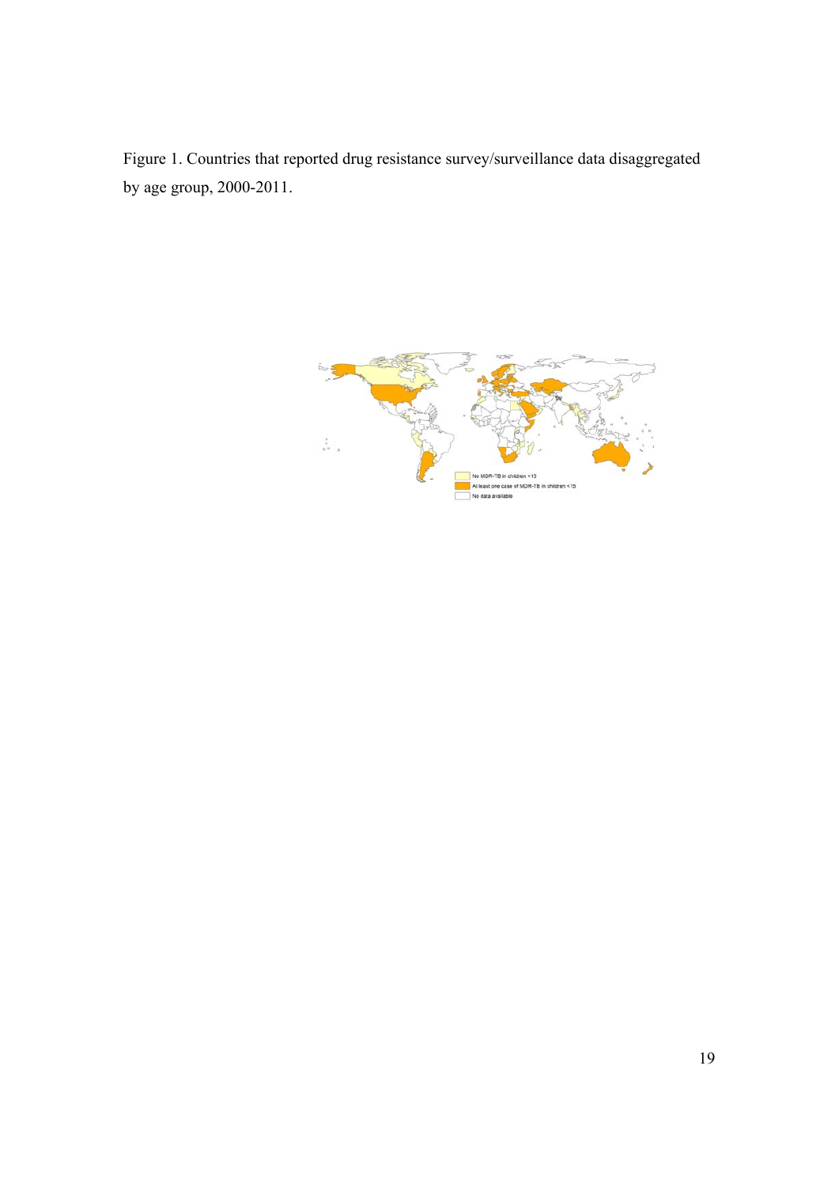Figure 1. Countries that reported drug resistance survey/surveillance data disaggregated by age group, 2000-2011.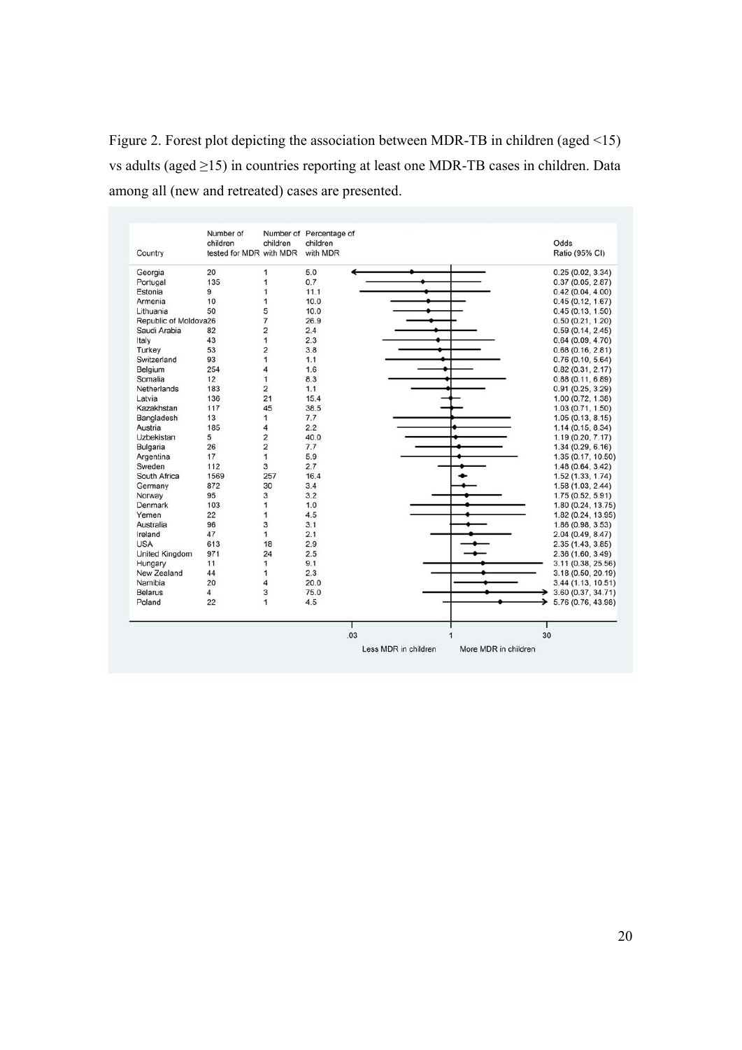Figure 2. Forest plot depicting the association between MDR-TB in children (aged <15) vs adults (aged ≥15) in countries reporting at least one MDR-TB cases in children. Data among all (new and retreated) cases are presented.

Country
Number of children tested for MDR
Number of children with MDR
Percentage of children with MDR
Odds Ratio (95% CI)

Georgia 20 1 5.0 0.25 (0.02, 3.34)
Portugal 135 1 0.7 0.37 (0.05, 2.87)
Estonia 9 1 11.1 0.42 (0.04, 4.00)
Armenia 10 1 10.0 0.45 (0.12, 1.67)
Lithuania 50 5 10.0 0.45 (0.13, 1.50)
Republic of Moldova 26 7 26.9 0.50 (0.21, 1.20)
Saudi Arabia 82 2 2.4 0.59 (0.14, 2.45)
Italy 43 1 2.3 0.64 (0.09, 4.70)
Turkey 53 2 3.8 0.68 (0.16, 2.81)
Switzerland 93 1 1.1 0.76 (0.10, 5.64)
Belgium 254 4 1.6 0.82 (0.31, 2.17)
Somalia 12 1 8.3 0.88 (0.11, 6.89)
Netherlands 183 2 1.1 0.91 (0.25, 3.29)
Latvia 136 21 15.4 1.00 (0.72, 1.38)
Kazakhstan 117 45 38.5 1.03 (0.71, 1.50)
Bangladesh 13 1 7.7 1.05 (0.13, 8.15)
Austria 185 4 2.2 1.14 (0.15, 8.34)
Uzbekistan 5 2 40.0 1.19 (0.20, 7.17)
Bulgaria 26 2 7.7 1.34 (0.29, 6.16)
Argentina 17 1 5.9 1.35 (0.17, 10.50)
Sweden 112 3 2.7 1.48 (0.64, 3.42)
South Africa 1569 257 16.4 1.52 (1.33, 1.74)
Germany 872 30 3.4 1.58 (1.03, 2.44)
Norway 95 3 3.2 1.75 (0.52, 5.91)
Denmark 103 1 1.0 1.80 (0.24, 13.75)
Yemen 22 1 4.5 1.82 (0.24, 13.95)
Australia 96 3 3.1 1.86 (0.98, 3.53)
Ireland 47 1 2.1 2.04 (0.49, 8.47)
USA 613 18 2.9 2.35 (1.43, 3.85)
United Kingdom 971 24 2.5 2.36 (1.60, 3.49)
Hungary 11 1 9.1 3.11 (0.38, 25.56)
New Zealand 44 1 2.3 3.18 (0.50, 20.19)
Namibia 20 4 20.0 3.44 (1.13, 10.51)
Belarus 4 3 75.0 3.60 (0.37, 34.71)
Poland 22 1 4.5 5.76 (0.76, 43.98)

.03
1
30
Less MDR in children
More MDR in children